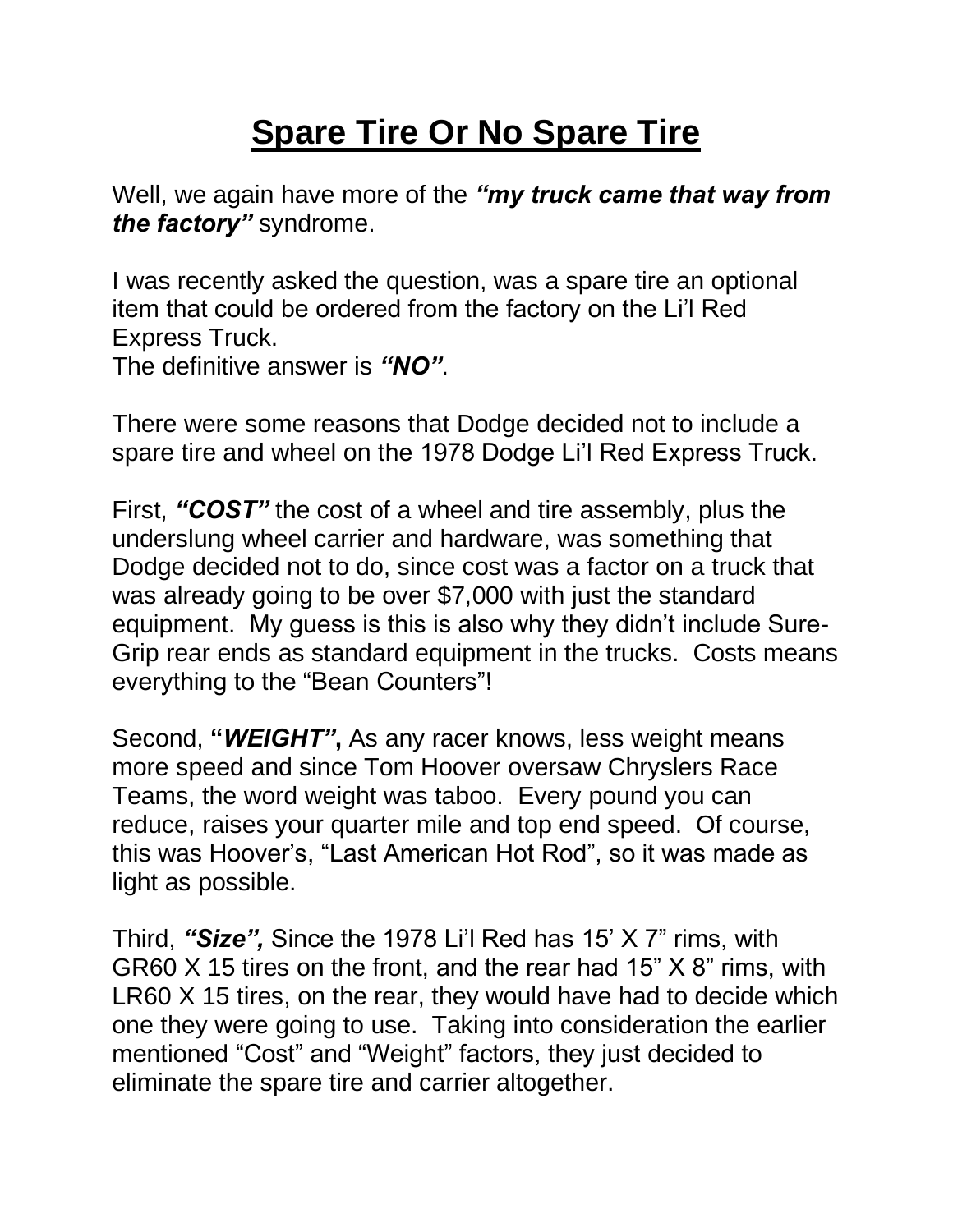# Spare Tire Or No Spare Tire

Well, we again have more of the ***"my truck came that way from the factory"*** syndrome.

I was recently asked the question, was a spare tire an optional item that could be ordered from the factory on the Li'l Red Express Truck.
The definitive answer is ***"NO"***.

There were some reasons that Dodge decided not to include a spare tire and wheel on the 1978 Dodge Li'l Red Express Truck.

First, ***"COST"*** the cost of a wheel and tire assembly, plus the underslung wheel carrier and hardware, was something that Dodge decided not to do, since cost was a factor on a truck that was already going to be over $7,000 with just the standard equipment. My guess is this is also why they didn't include Sure-Grip rear ends as standard equipment in the trucks. Costs means everything to the "Bean Counters"!

Second, **"*WEIGHT"*,** As any racer knows, less weight means more speed and since Tom Hoover oversaw Chryslers Race Teams, the word weight was taboo. Every pound you can reduce, raises your quarter mile and top end speed. Of course, this was Hoover's, "Last American Hot Rod", so it was made as light as possible.

Third, ***"Size",*** Since the 1978 Li'l Red has 15' X 7" rims, with GR60 X 15 tires on the front, and the rear had 15" X 8" rims, with LR60 X 15 tires, on the rear, they would have had to decide which one they were going to use. Taking into consideration the earlier mentioned "Cost" and "Weight" factors, they just decided to eliminate the spare tire and carrier altogether.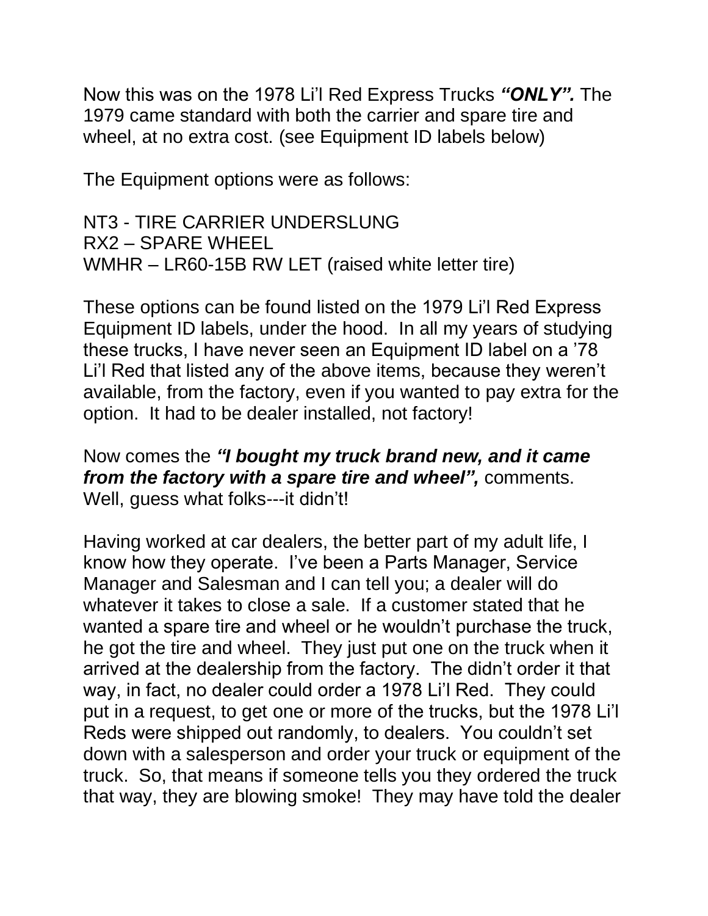Now this was on the 1978 Li'l Red Express Trucks ***"ONLY".*** The 1979 came standard with both the carrier and spare tire and wheel, at no extra cost. (see Equipment ID labels below)

The Equipment options were as follows:

NT3 - TIRE CARRIER UNDERSLUNG
RX2 – SPARE WHEEL
WMHR – LR60-15B RW LET (raised white letter tire)

These options can be found listed on the 1979 Li'l Red Express Equipment ID labels, under the hood. In all my years of studying these trucks, I have never seen an Equipment ID label on a '78 Li'l Red that listed any of the above items, because they weren't available, from the factory, even if you wanted to pay extra for the option. It had to be dealer installed, not factory!

Now comes the ***"I bought my truck brand new, and it came from the factory with a spare tire and wheel",*** comments. Well, guess what folks---it didn't!

Having worked at car dealers, the better part of my adult life, I know how they operate. I've been a Parts Manager, Service Manager and Salesman and I can tell you; a dealer will do whatever it takes to close a sale. If a customer stated that he wanted a spare tire and wheel or he wouldn't purchase the truck, he got the tire and wheel. They just put one on the truck when it arrived at the dealership from the factory. The didn't order it that way, in fact, no dealer could order a 1978 Li'l Red. They could put in a request, to get one or more of the trucks, but the 1978 Li'l Reds were shipped out randomly, to dealers. You couldn't set down with a salesperson and order your truck or equipment of the truck. So, that means if someone tells you they ordered the truck that way, they are blowing smoke! They may have told the dealer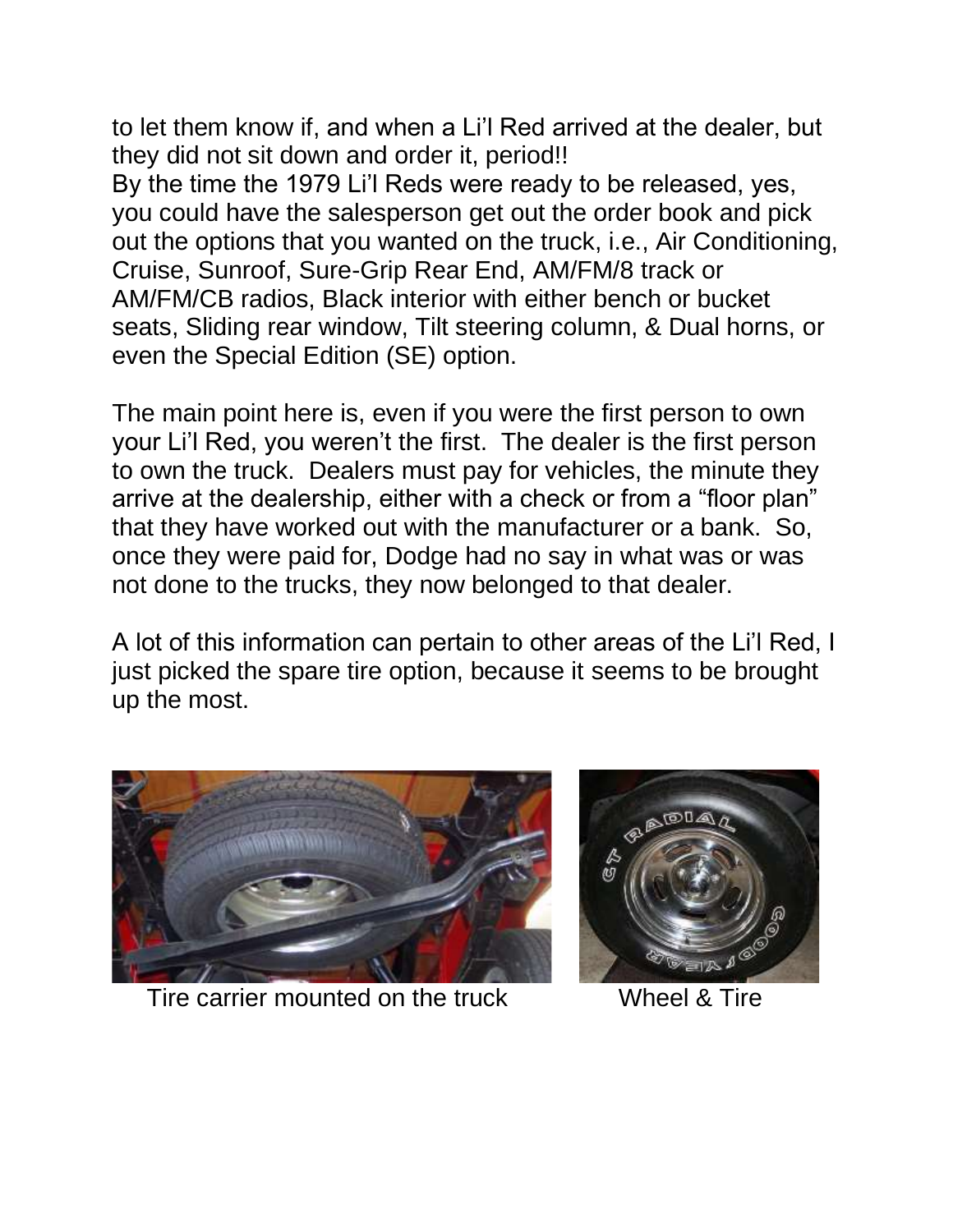to let them know if, and when a Li'l Red arrived at the dealer, but they did not sit down and order it, period!!
By the time the 1979 Li'l Reds were ready to be released, yes, you could have the salesperson get out the order book and pick out the options that you wanted on the truck, i.e., Air Conditioning, Cruise, Sunroof, Sure-Grip Rear End, AM/FM/8 track or AM/FM/CB radios, Black interior with either bench or bucket seats, Sliding rear window, Tilt steering column, & Dual horns, or even the Special Edition (SE) option.

The main point here is, even if you were the first person to own your Li'l Red, you weren't the first. The dealer is the first person to own the truck. Dealers must pay for vehicles, the minute they arrive at the dealership, either with a check or from a "floor plan" that they have worked out with the manufacturer or a bank. So, once they were paid for, Dodge had no say in what was or was not done to the trucks, they now belonged to that dealer.

A lot of this information can pertain to other areas of the Li'l Red, I just picked the spare tire option, because it seems to be brought up the most.

Tire carrier mounted on the truck

Wheel & Tire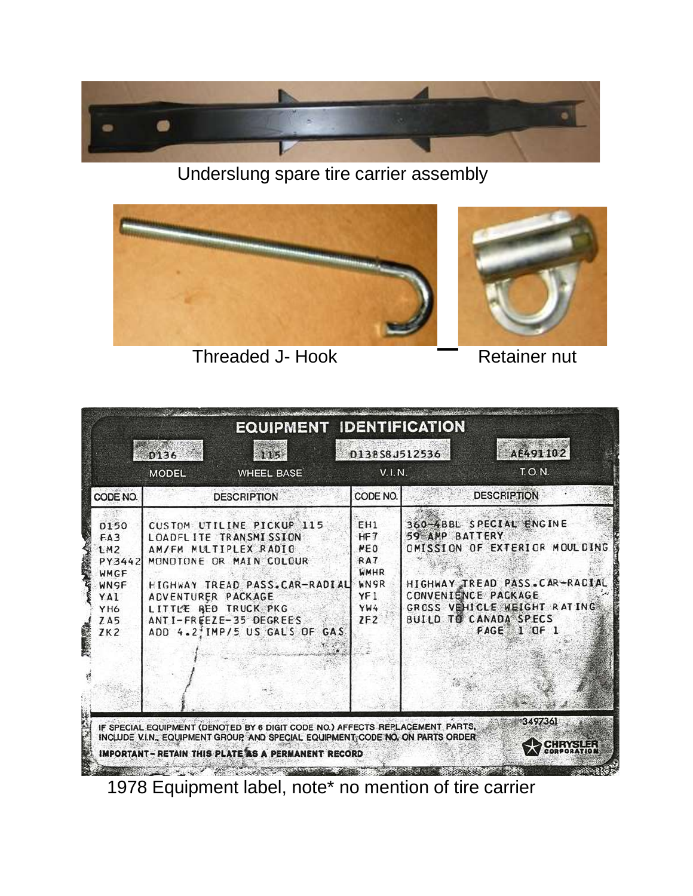Underslung spare tire carrier assembly

Threaded J- Hook

Retainer nut

## EQUIPMENT IDENTIFICATION

| MODEL | WHEEL BASE | V.I.N. | T.O.N. |
| --- | --- | --- | --- |
| D136 | 115 | D13BS8J512536 | AE491102 |

| CODE NO. | DESCRIPTION | CODE NO. | DESCRIPTION |
| --- | --- | --- | --- |
| D150 | CUSTOM UTILINE PICKUP 115 | EH1 | 360-4BBL SPECIAL ENGINE |
| FA3 | LOADFLITE TRANSMISSION | HF7 | 59 AMP BATTERY |
| LM2 | AM/FM MULTIPLEX RADIO | ME0 | OMISSION OF EXTERIOR MOULDING |
| PY3442 | MONOTONE OR MAIN COLOUR | RA7 | |
| WMGF | | WMHR | |
| WN9F | HIGHWAY TREAD PASS.CAR-RADIAL | WN9R | HIGHWAY TREAD PASS.CAR-RADIAL |
| YA1 | ADVENTURER PACKAGE | YF1 | CONVENIENCE PACKAGE |
| YH6 | LITTLE RED TRUCK PKG | YW4 | GROSS VEHICLE WEIGHT RATING |
| ZA5 | ANTI-FREEZE-35 DEGREES | ZF2 | BUILD TO CANADA SPECS |
| ZK2 | ADD 4.2 IMP/5 US GALS OF GAS | | PAGE 1 OF 1 |

IF SPECIAL EQUIPMENT (DENOTED BY 6 DIGIT CODE NO.) AFFECTS REPLACEMENT PARTS, INCLUDE V.I.N., EQUIPMENT GROUP AND SPECIAL EQUIPMENT CODE NO. ON PARTS ORDER

**IMPORTANT – RETAIN THIS PLATE AS A PERMANENT RECORD**

3497361

CHRYSLER CORPORATION

1978 Equipment label, note* no mention of tire carrier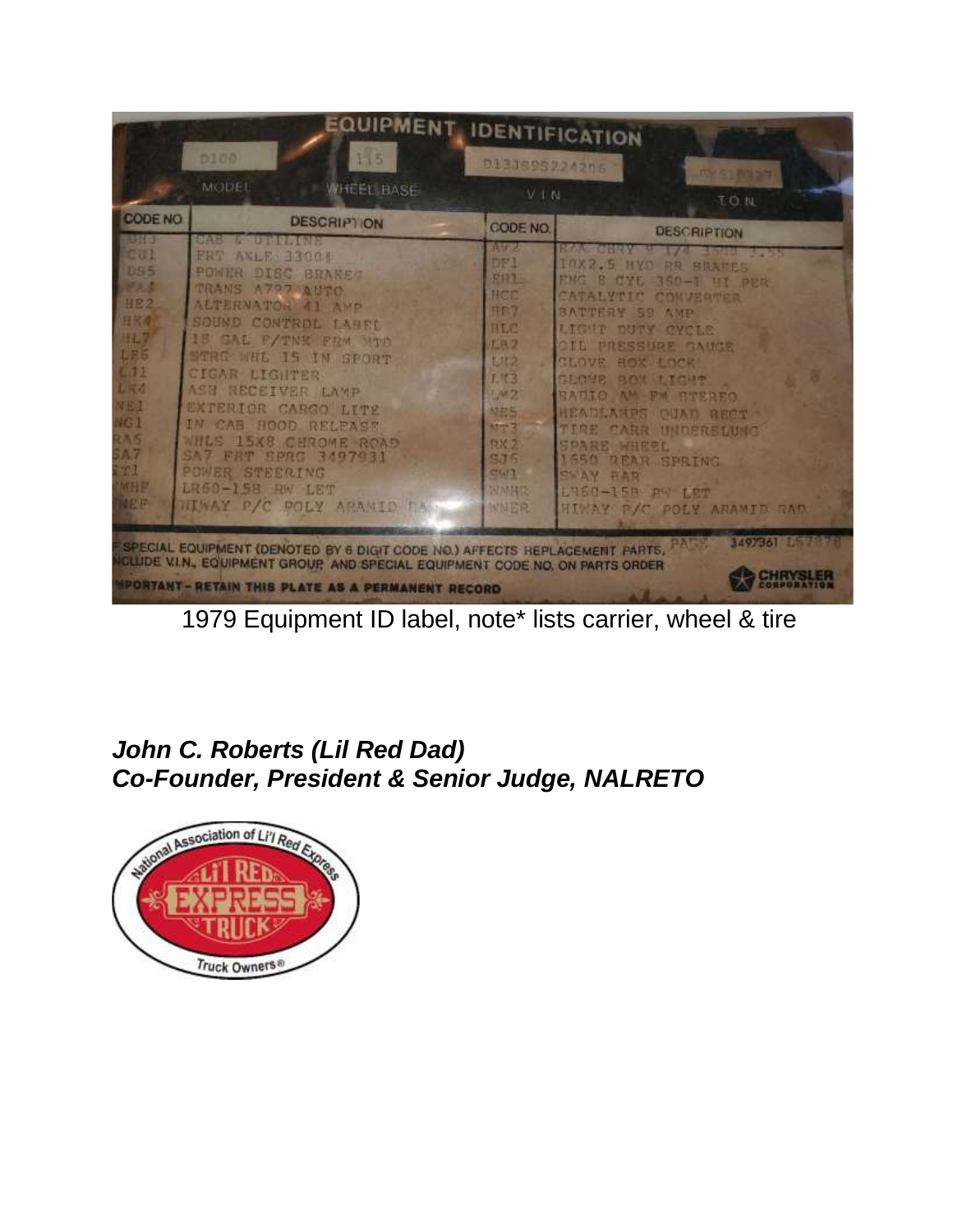1979 Equipment ID label, note* lists carrier, wheel & tire

***John C. Roberts (Lil Red Dad)***
***Co-Founder, President & Senior Judge, NALRETO***